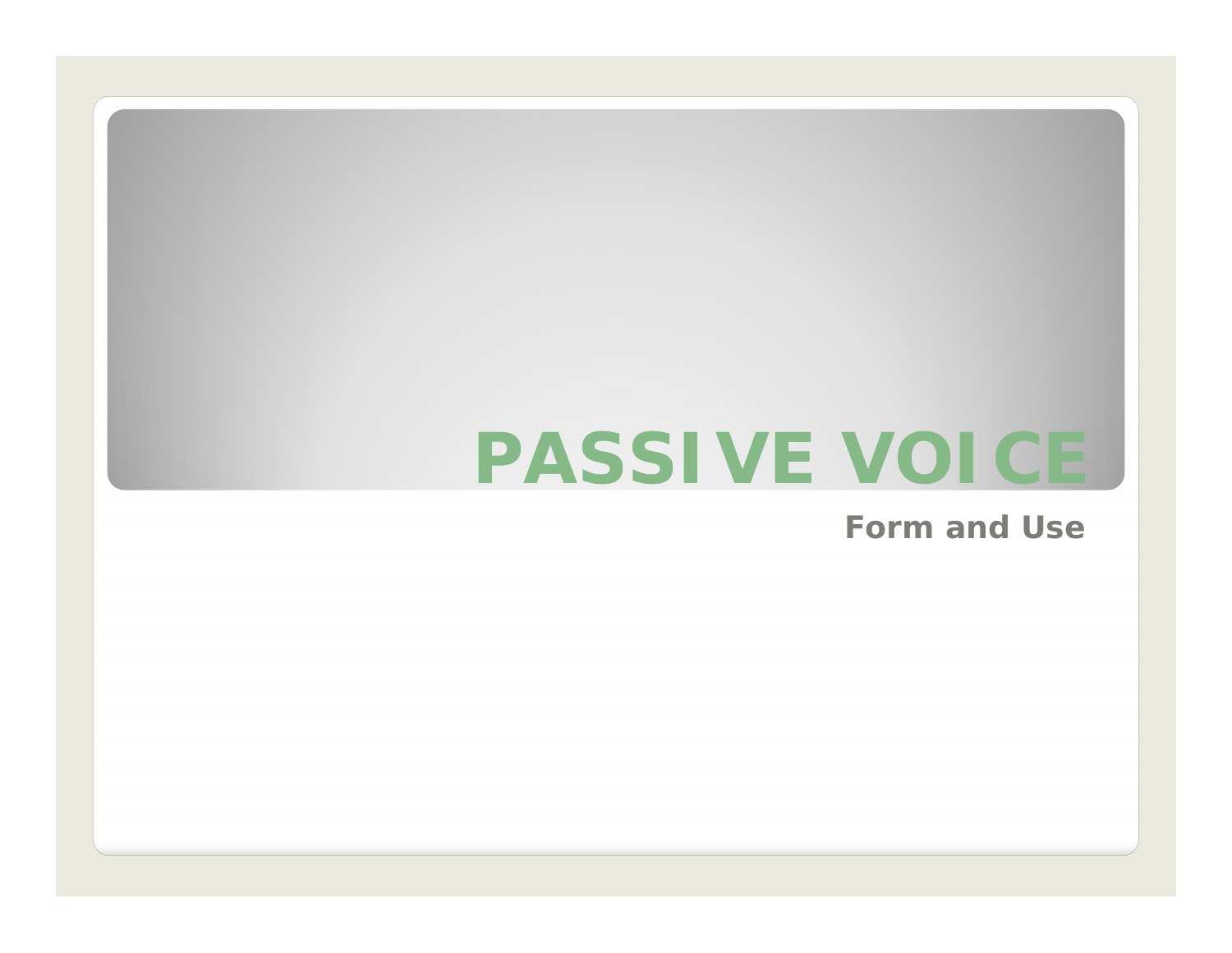# PASSIVE VOICE

**Form and Use**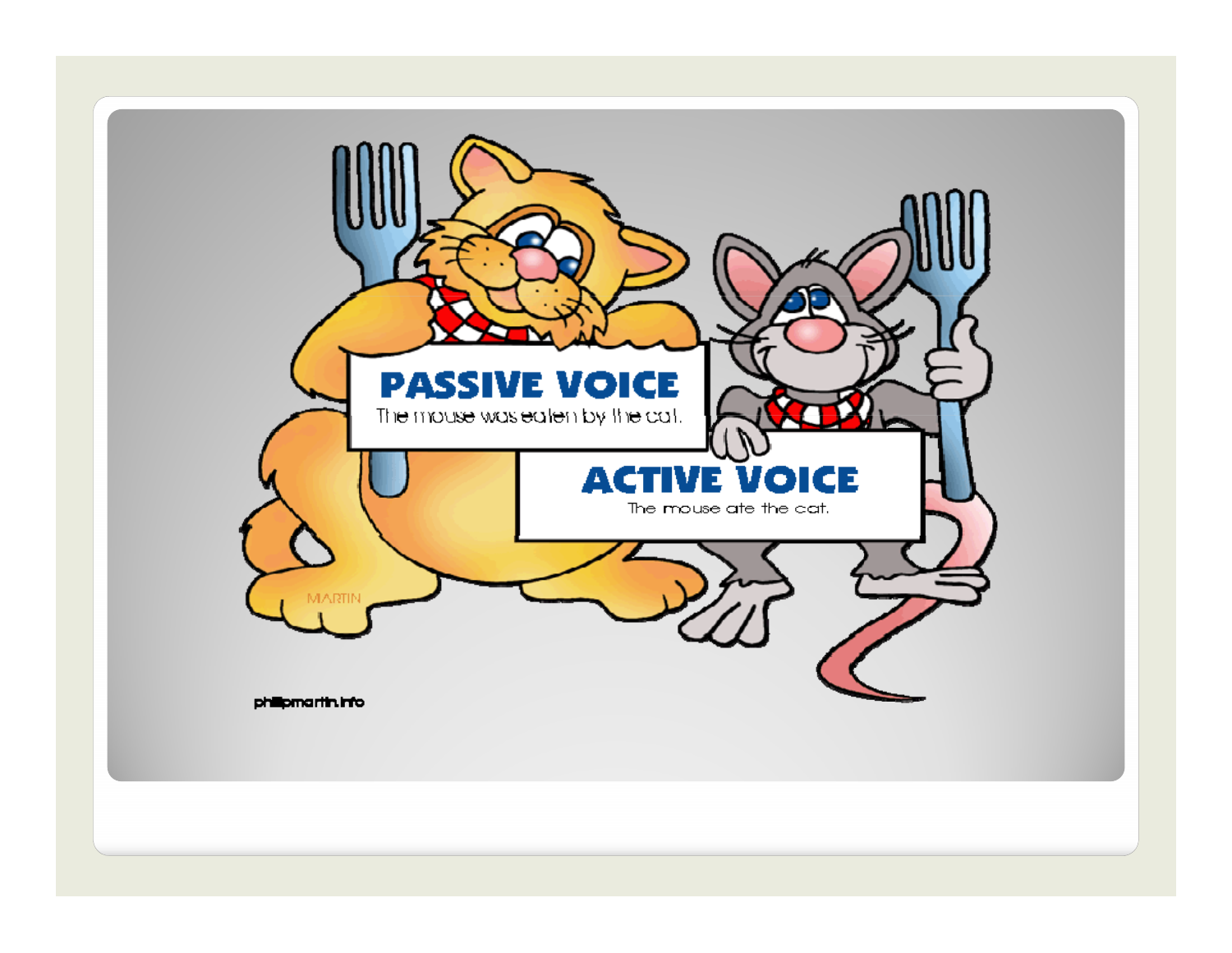PASSIVE VOICE

The mouse was eaten by the cat.

ACTIVE VOICE

The mouse ate the cat.

MARTIN

phillipmartin.info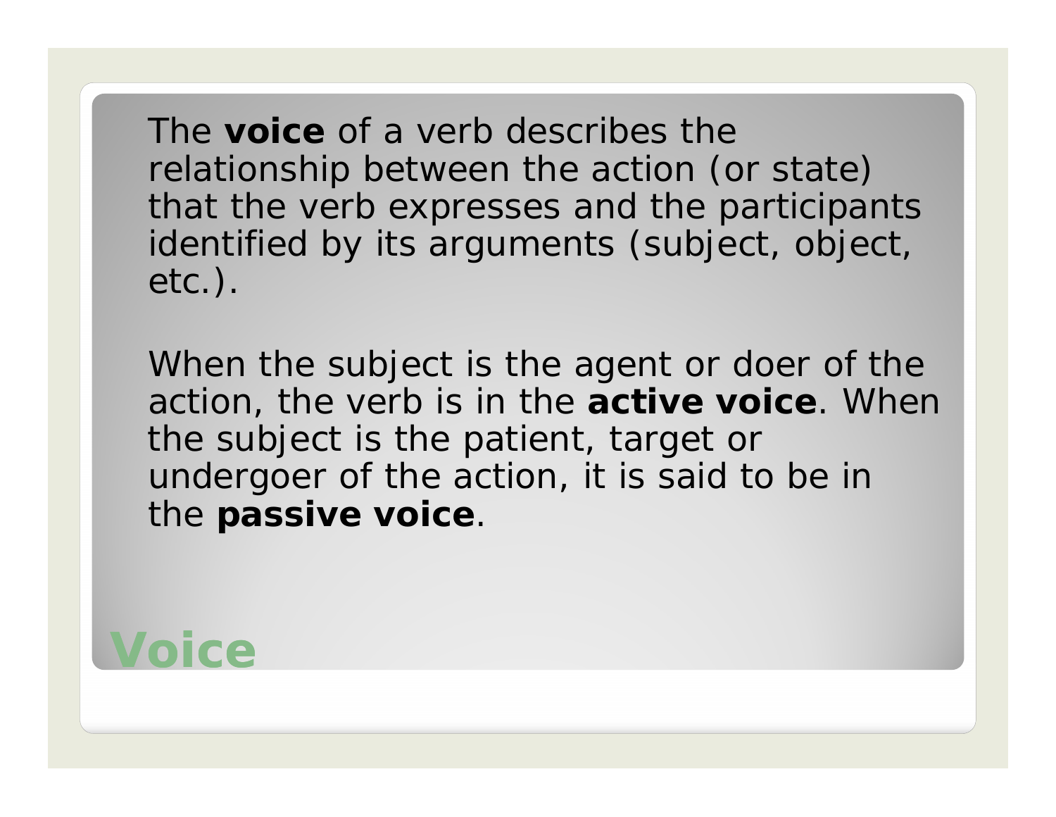# Voice

The **voice** of a verb describes the relationship between the action (or state) that the verb expresses and the participants identified by its arguments (subject, object, etc.).

When the subject is the agent or doer of the action, the verb is in the **active voice**. When the subject is the patient, target or undergoer of the action, it is said to be in the **passive voice**.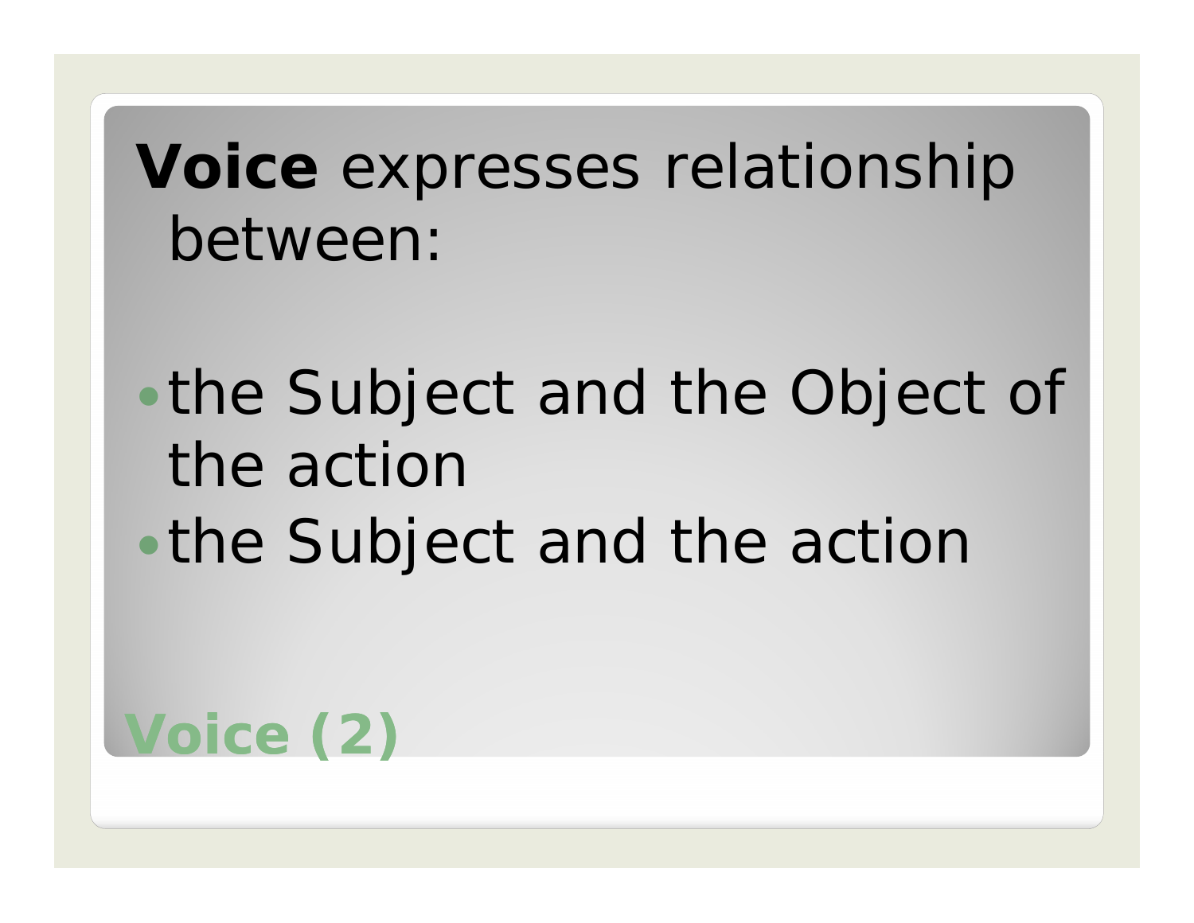## Voice (2)

**Voice** expresses relationship between:

- the Subject and the Object of the action
- the Subject and the action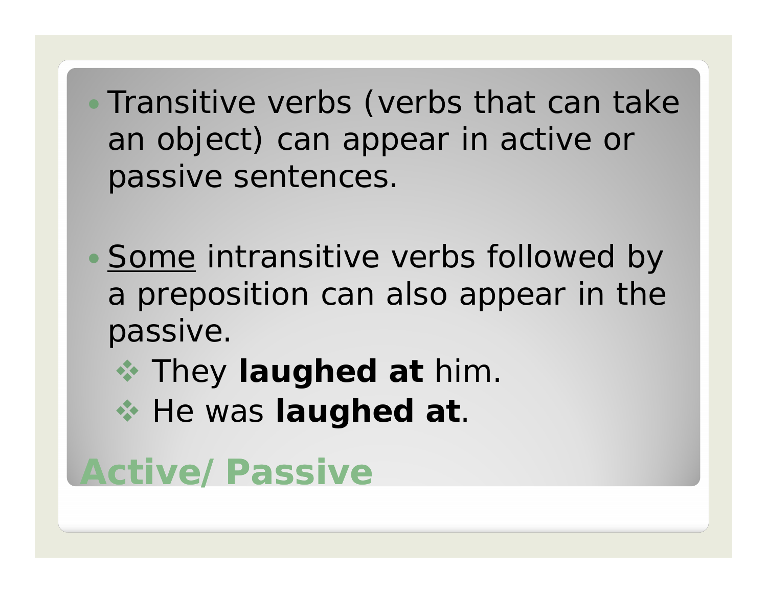## Active/ Passive

- Transitive verbs (verbs that can take an object) can appear in active or passive sentences.

- Some intransitive verbs followed by a preposition can also appear in the passive.
  - They **laughed at** him.
  - He was **laughed at**.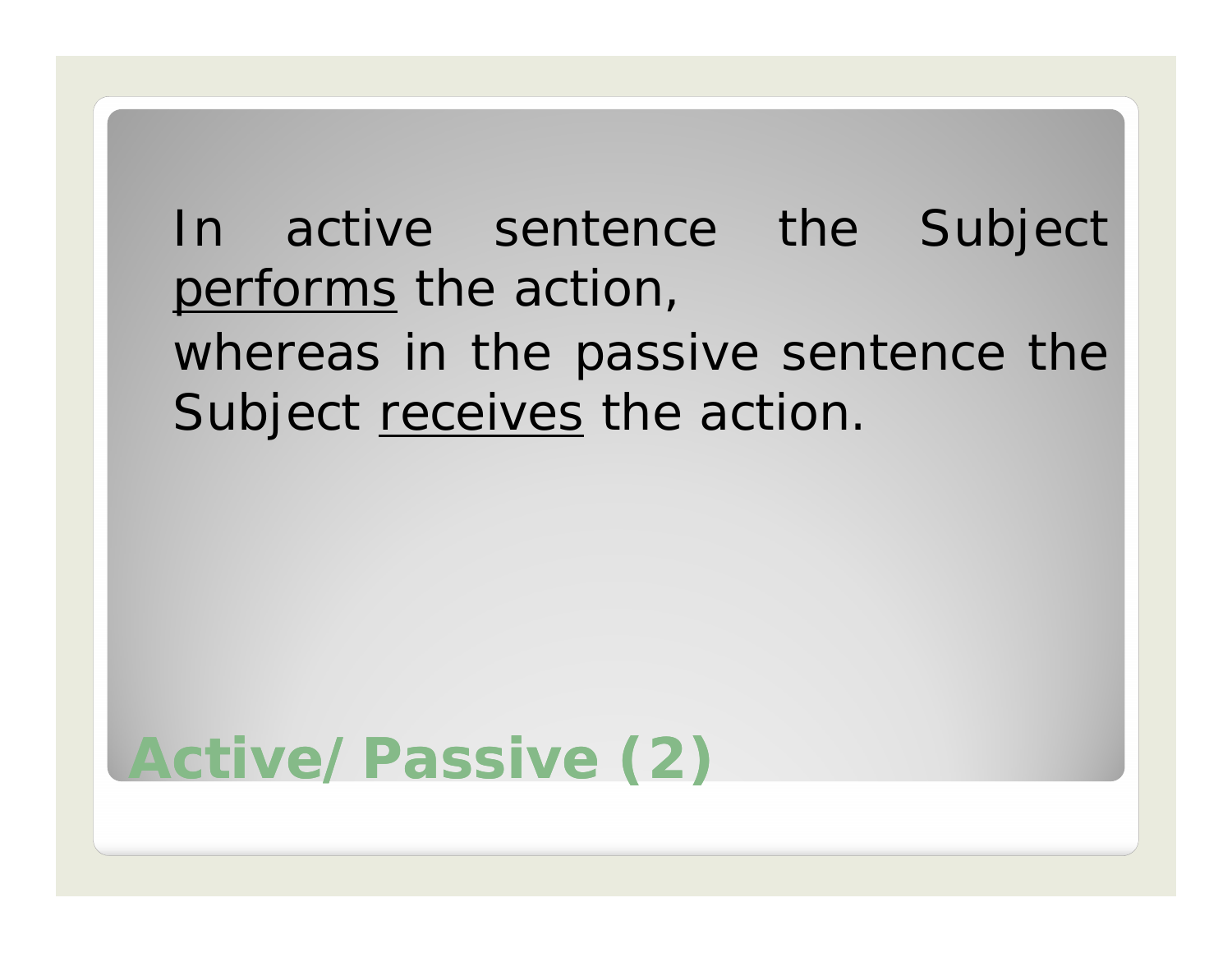# Active/ Passive (2)

In active sentence the Subject <u>performs</u> the action,

whereas in the passive sentence the Subject <u>receives</u> the action.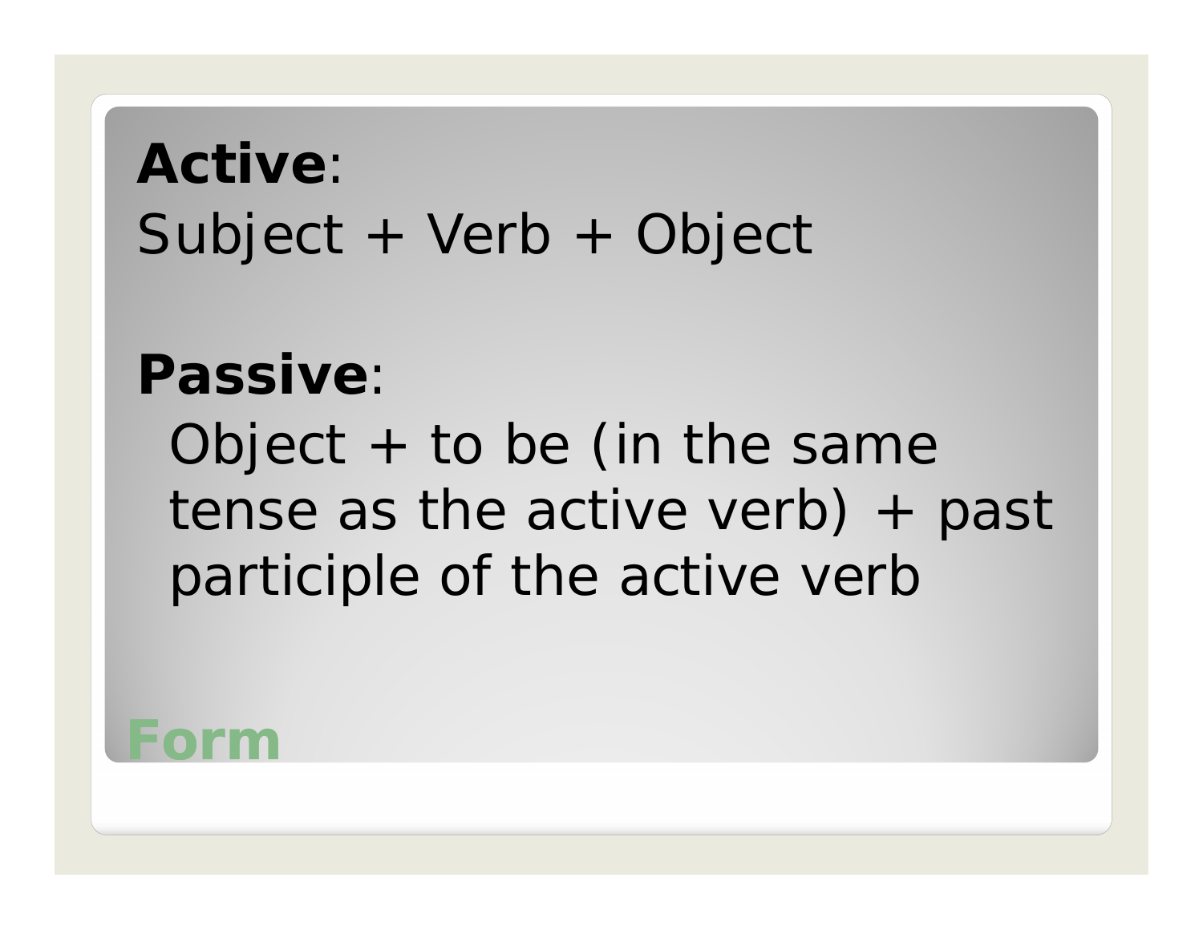**Active**:

Subject + Verb + Object

**Passive**:

Object + to be (in the same tense as the active verb) + past participle of the active verb

## Form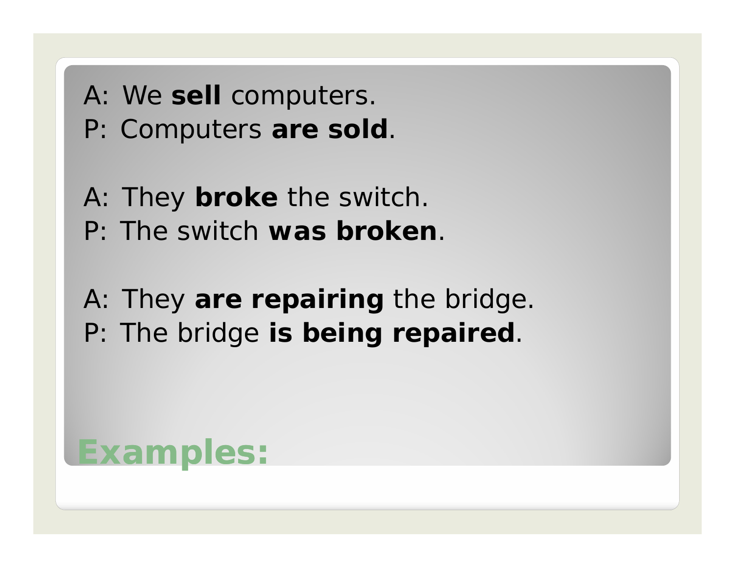## Examples:

A: We **sell** computers.
P: Computers **are sold**.

A: They **broke** the switch.
P: The switch **was broken**.

A: They **are repairing** the bridge.
P: The bridge **is being repaired**.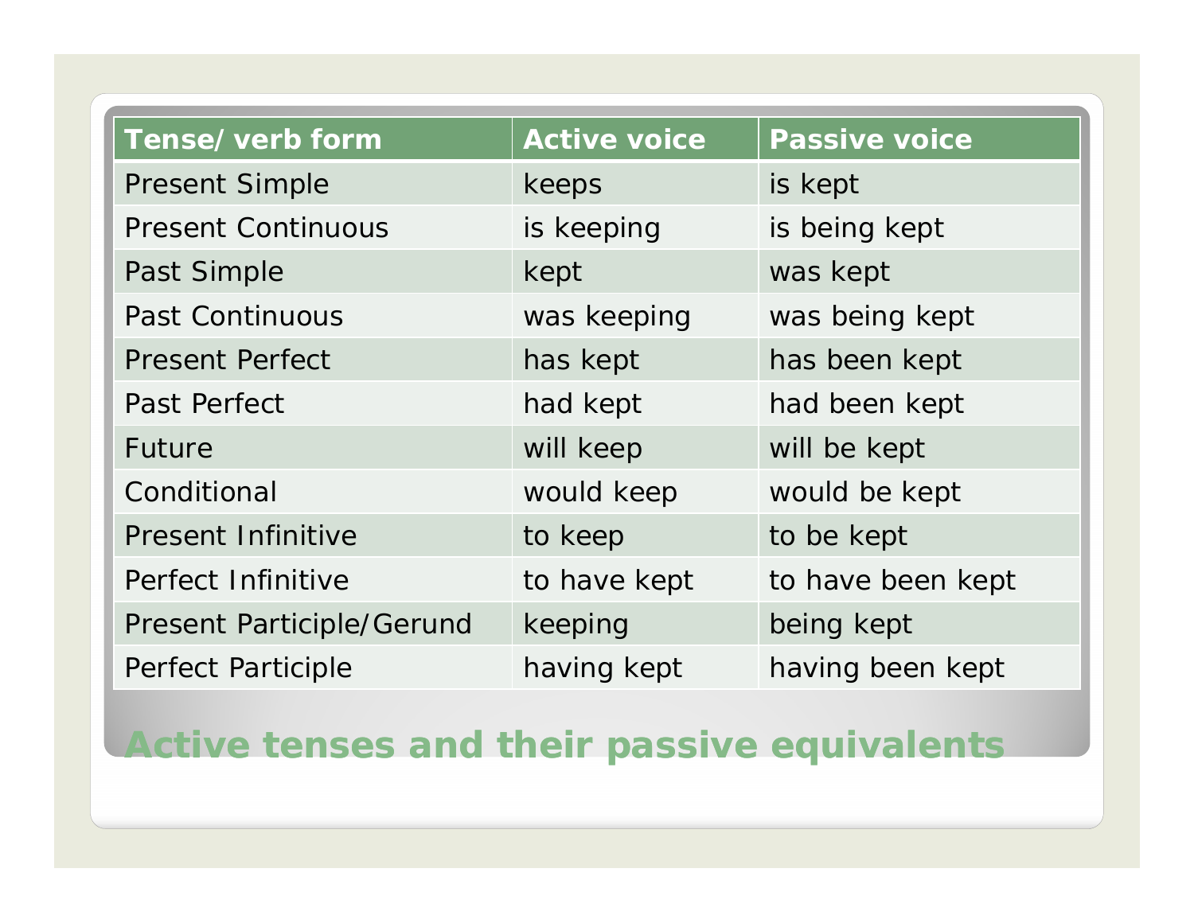| Tense/ verb form | Active voice | Passive voice |
| --- | --- | --- |
| Present Simple | keeps | is kept |
| Present Continuous | is keeping | is being kept |
| Past Simple | kept | was kept |
| Past Continuous | was keeping | was being kept |
| Present Perfect | has kept | has been kept |
| Past Perfect | had kept | had been kept |
| Future | will keep | will be kept |
| Conditional | would keep | would be kept |
| Present Infinitive | to keep | to be kept |
| Perfect Infinitive | to have kept | to have been kept |
| Present Participle/Gerund | keeping | being kept |
| Perfect Participle | having kept | having been kept |

# Active tenses and their passive equivalents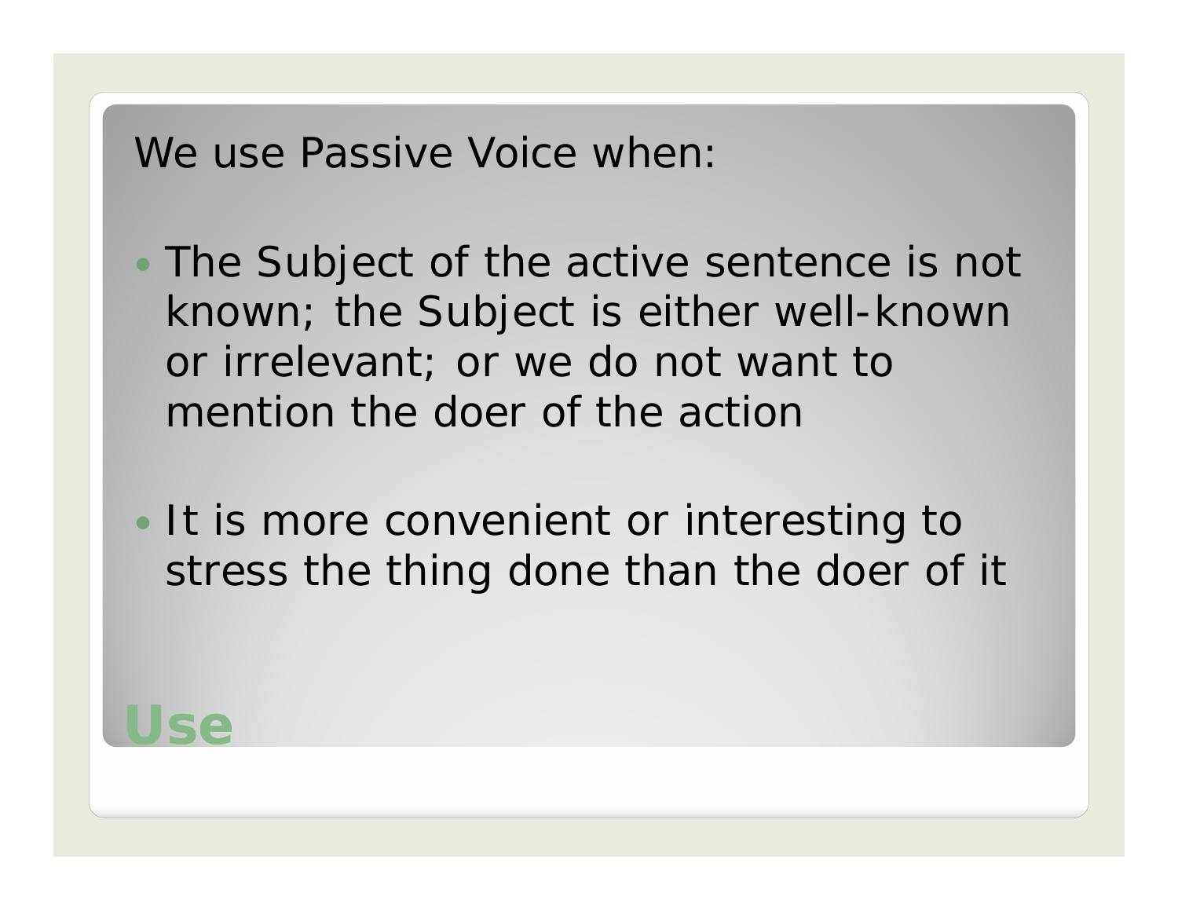## Use

We use Passive Voice when:

- The Subject of the active sentence is not known; the Subject is either well-known or irrelevant; or we do not want to mention the doer of the action

- It is more convenient or interesting to stress the thing done than the doer of it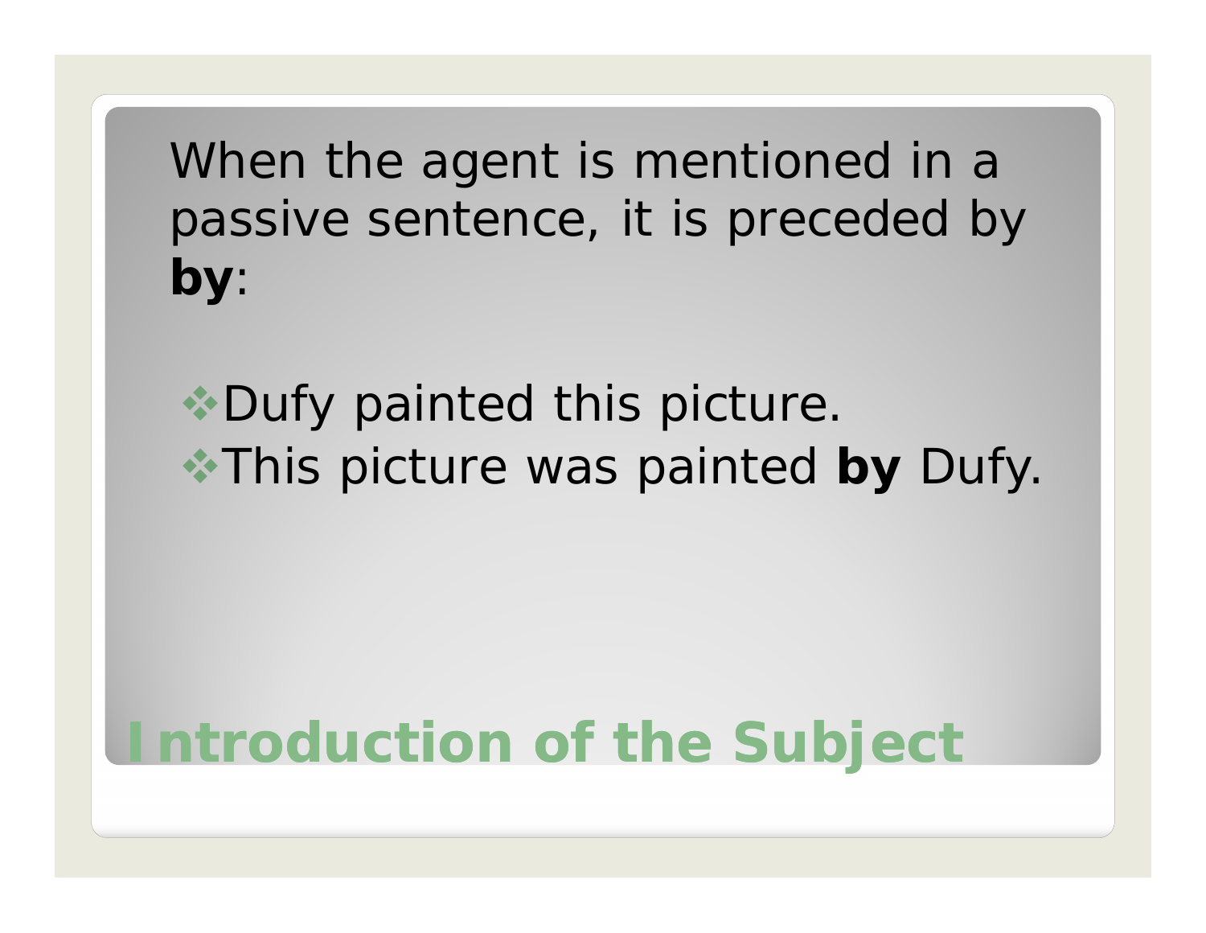# Introduction of the Subject

When the agent is mentioned in a passive sentence, it is preceded by **by**:

- Dufy painted this picture.
- This picture was painted **by** Dufy.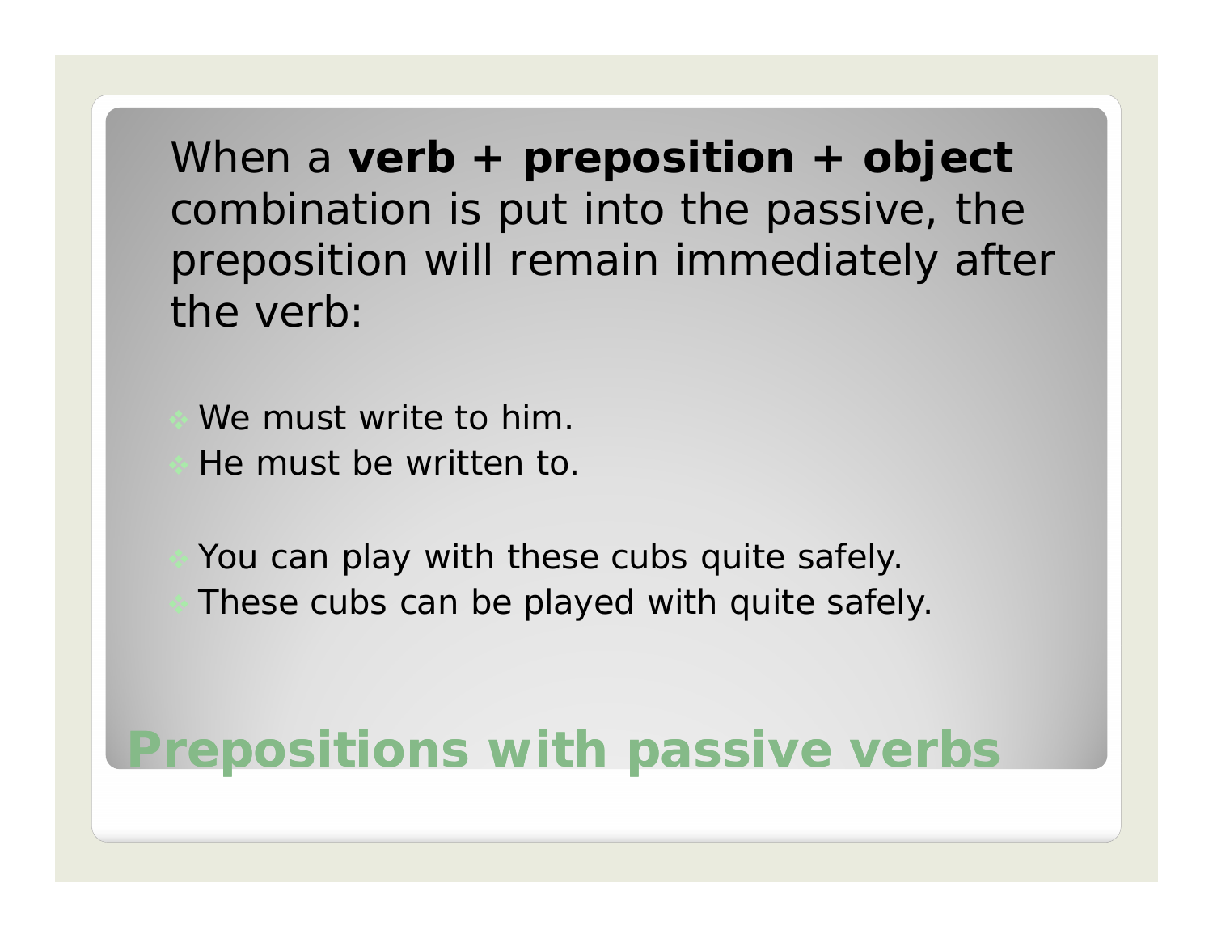# Prepositions with passive verbs

When a **verb + preposition + object** combination is put into the passive, the preposition will remain immediately after the verb:

- We must write to him.
- He must be written to.

- You can play with these cubs quite safely.
- These cubs can be played with quite safely.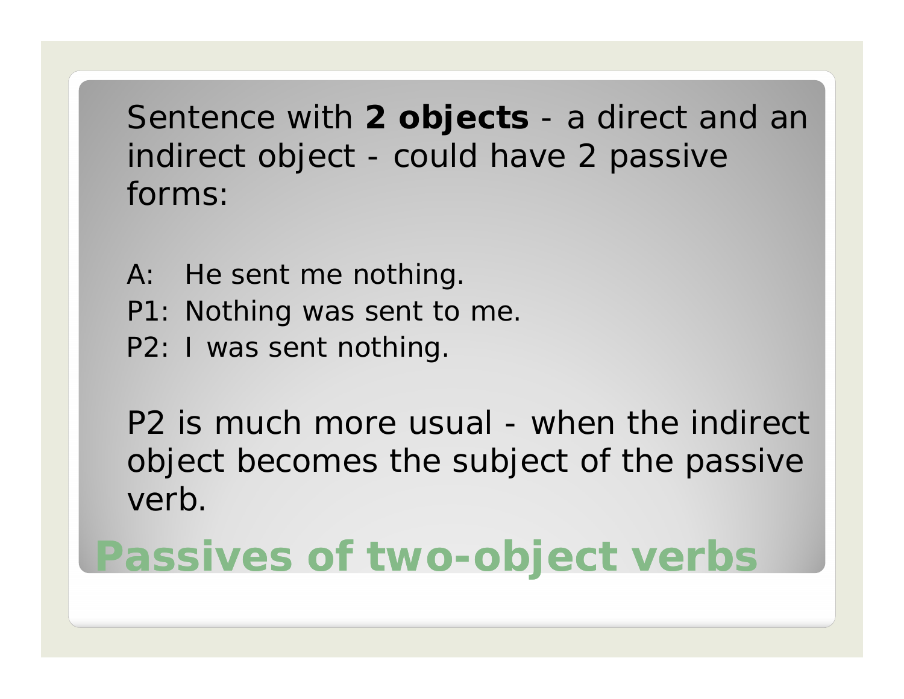# Passives of two-object verbs

Sentence with **2 objects** - a direct and an indirect object - could have 2 passive forms:

A: He sent me nothing.
P1: Nothing was sent to me.
P2: I was sent nothing.

P2 is much more usual - when the indirect object becomes the subject of the passive verb.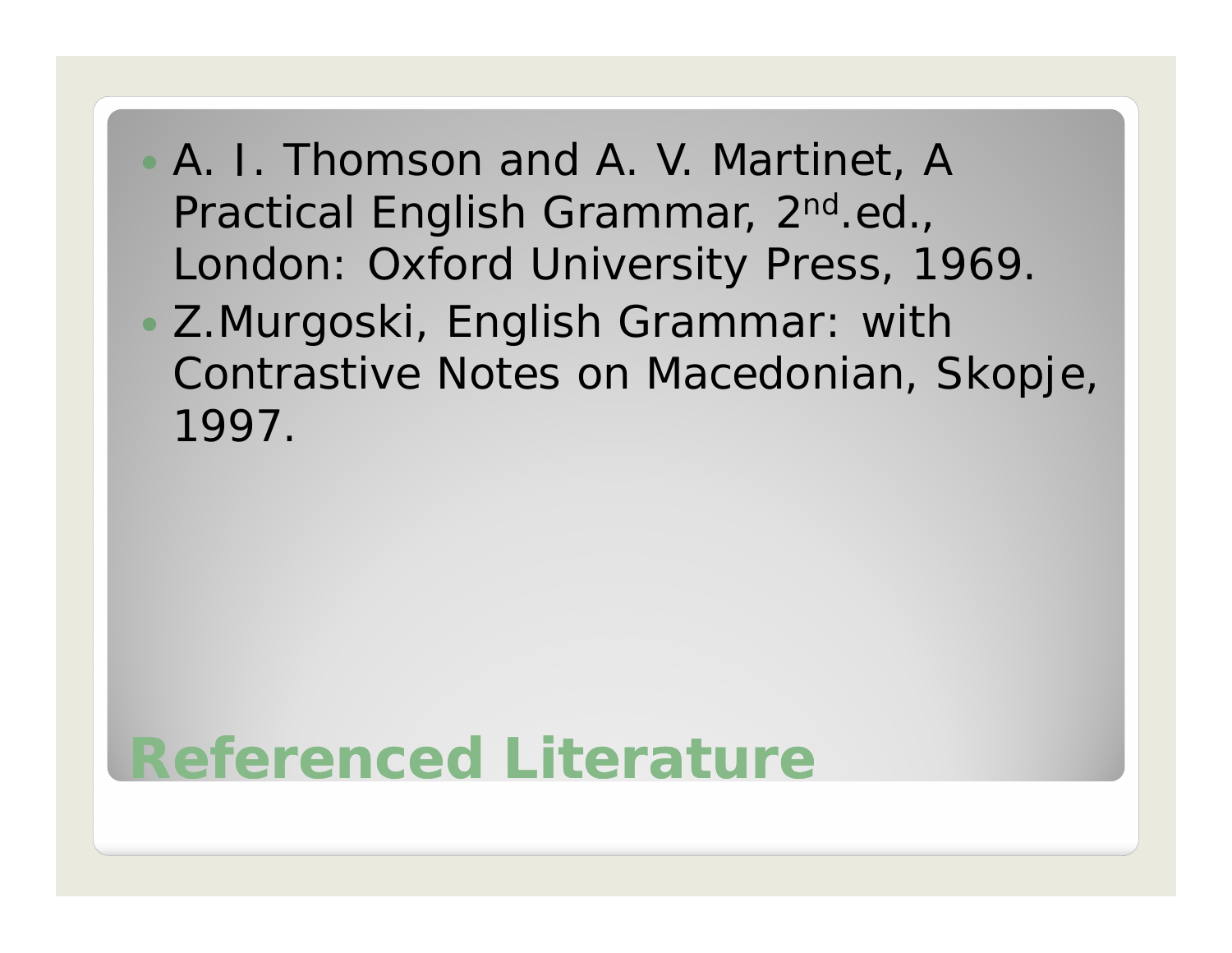## Referenced Literature

- A. I. Thomson and A. V. Martinet, A Practical English Grammar, 2nd.ed., London: Oxford University Press, 1969.
- Z.Murgoski, English Grammar: with Contrastive Notes on Macedonian, Skopje, 1997.